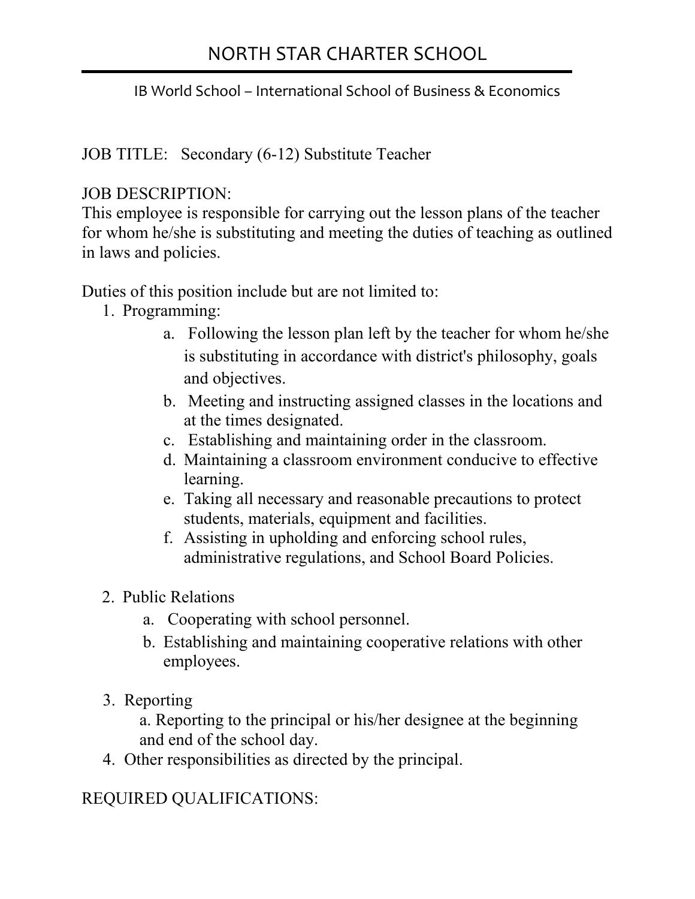# NORTH STAR CHARTER SCHOOL

IB World School – International School of Business & Economics

JOB TITLE: Secondary (6-12) Substitute Teacher

JOB DESCRIPTION:
This employee is responsible for carrying out the lesson plans of the teacher for whom he/she is substituting and meeting the duties of teaching as outlined in laws and policies.

Duties of this position include but are not limited to:

1. Programming:
   a. Following the lesson plan left by the teacher for whom he/she is substituting in accordance with district's philosophy, goals and objectives.
   b. Meeting and instructing assigned classes in the locations and at the times designated.
   c. Establishing and maintaining order in the classroom.
   d. Maintaining a classroom environment conducive to effective learning.
   e. Taking all necessary and reasonable precautions to protect students, materials, equipment and facilities.
   f. Assisting in upholding and enforcing school rules, administrative regulations, and School Board Policies.

2. Public Relations
   a. Cooperating with school personnel.
   b. Establishing and maintaining cooperative relations with other employees.

3. Reporting
   a. Reporting to the principal or his/her designee at the beginning and end of the school day.

4. Other responsibilities as directed by the principal.

REQUIRED QUALIFICATIONS: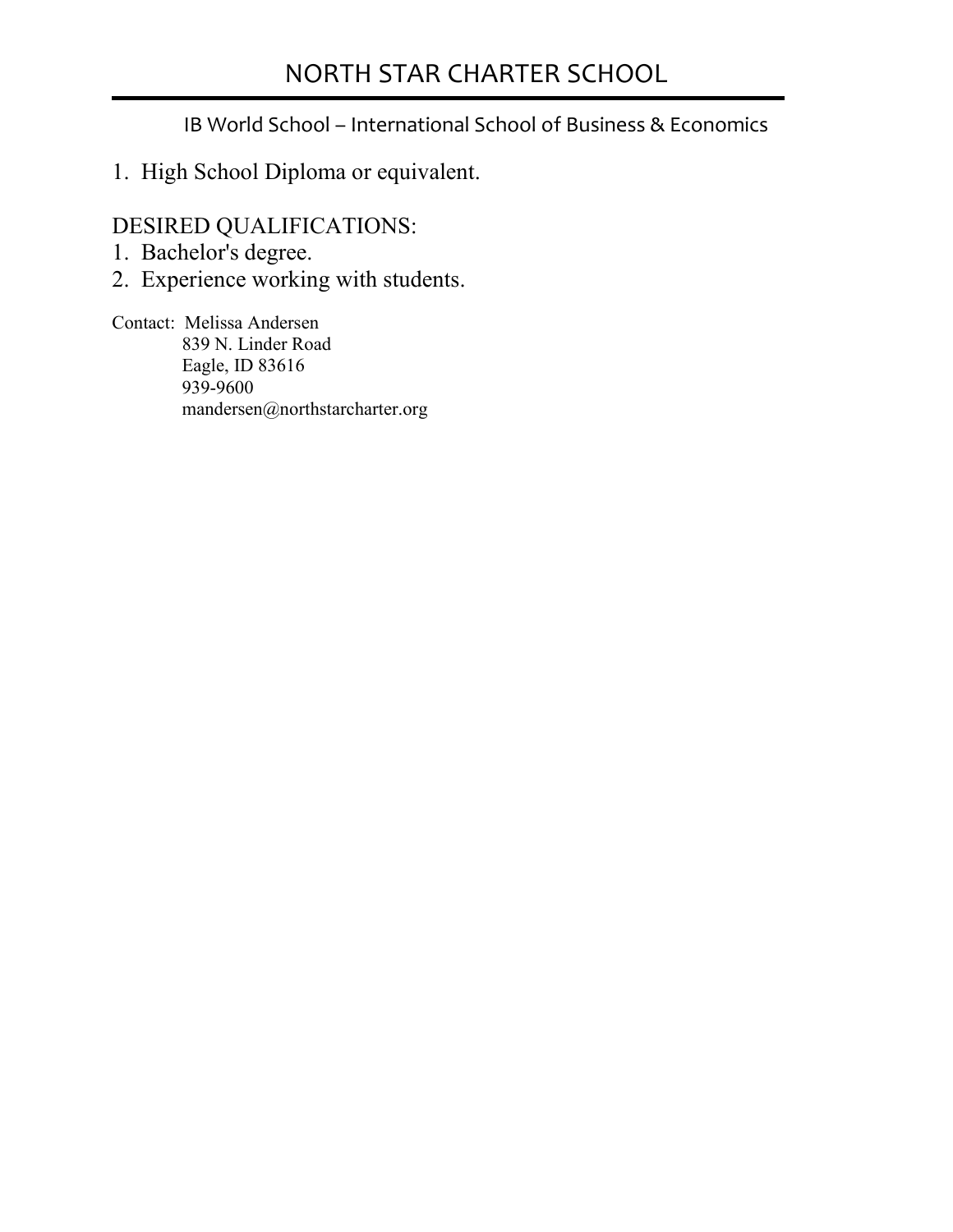1. High School Diploma or equivalent.

DESIRED QUALIFICATIONS:

1. Bachelor's degree.
2. Experience working with students.

Contact: Melissa Andersen
839 N. Linder Road
Eagle, ID 83616
939-9600
mandersen@northstarcharter.org